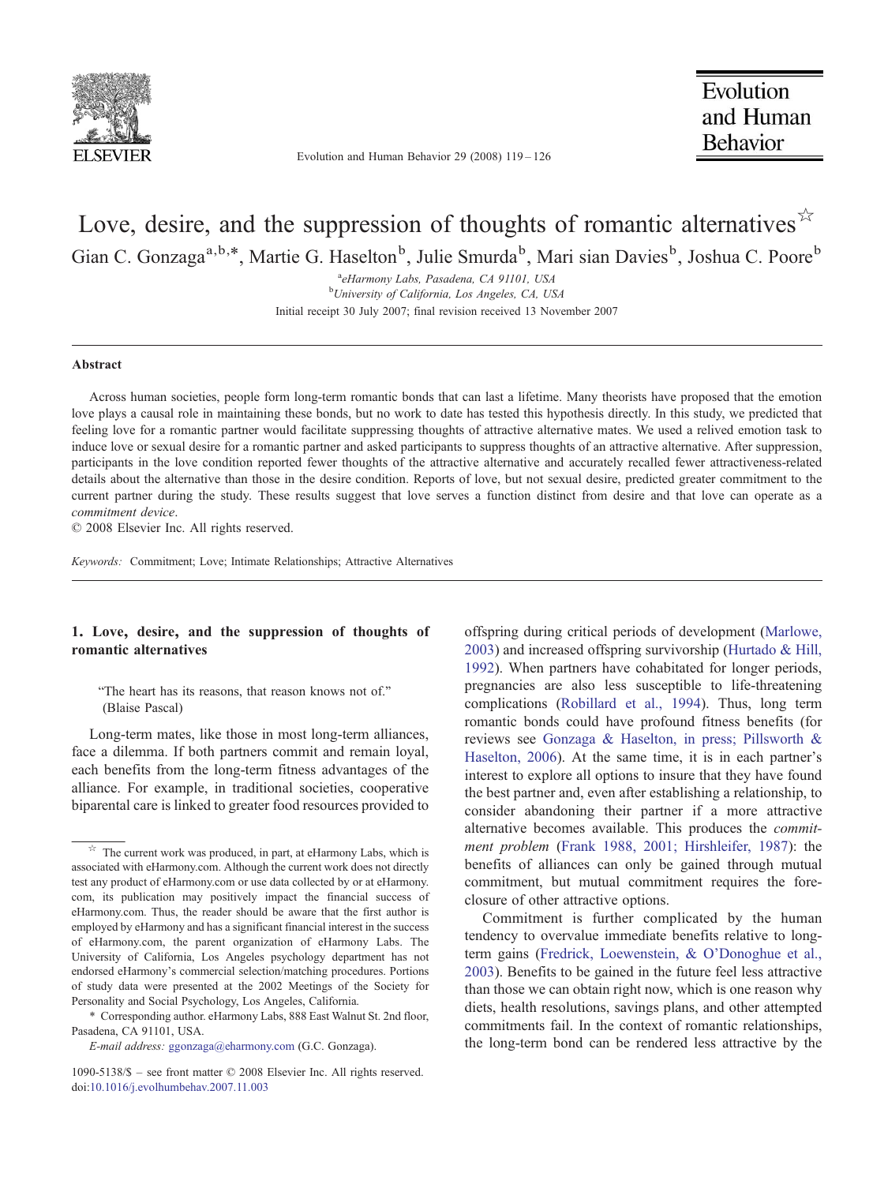# Love, desire, and the suppression of thoughts of romantic alternatives[☆]

Gian C. Gonzaga[a,b,*], Martie G. Haselton[b], Julie Smurda[b], Mari sian Davies[b], Joshua C. Poore[b]

[a]eHarmony Labs, Pasadena, CA 91101, USA

[b]University of California, Los Angeles, CA, USA

Initial receipt 30 July 2007; final revision received 13 November 2007

## Abstract

Across human societies, people form long-term romantic bonds that can last a lifetime. Many theorists have proposed that the emotion love plays a causal role in maintaining these bonds, but no work to date has tested this hypothesis directly. In this study, we predicted that feeling love for a romantic partner would facilitate suppressing thoughts of attractive alternative mates. We used a relived emotion task to induce love or sexual desire for a romantic partner and asked participants to suppress thoughts of an attractive alternative. After suppression, participants in the love condition reported fewer thoughts of the attractive alternative and accurately recalled fewer attractiveness-related details about the alternative than those in the desire condition. Reports of love, but not sexual desire, predicted greater commitment to the current partner during the study. These results suggest that love serves a function distinct from desire and that love can operate as a *commitment device*.

© 2008 Elsevier Inc. All rights reserved.

*Keywords:* Commitment; Love; Intimate Relationships; Attractive Alternatives

## 1. Love, desire, and the suppression of thoughts of romantic alternatives

> "The heart has its reasons, that reason knows not of."
> (Blaise Pascal)

Long-term mates, like those in most long-term alliances, face a dilemma. If both partners commit and remain loyal, each benefits from the long-term fitness advantages of the alliance. For example, in traditional societies, cooperative biparental care is linked to greater food resources provided to offspring during critical periods of development (Marlowe, 2003) and increased offspring survivorship (Hurtado & Hill, 1992). When partners have cohabitated for longer periods, pregnancies are also less susceptible to life-threatening complications (Robillard et al., 1994). Thus, long term romantic bonds could have profound fitness benefits (for reviews see Gonzaga & Haselton, in press; Pillsworth & Haselton, 2006). At the same time, it is in each partner's interest to explore all options to insure that they have found the best partner and, even after establishing a relationship, to consider abandoning their partner if a more attractive alternative becomes available. This produces the *commitment problem* (Frank 1988, 2001; Hirshleifer, 1987): the benefits of alliances can only be gained through mutual commitment, but mutual commitment requires the foreclosure of other attractive options.

Commitment is further complicated by the human tendency to overvalue immediate benefits relative to long-term gains (Fredrick, Loewenstein, & O'Donoghue et al., 2003). Benefits to be gained in the future feel less attractive than those we can obtain right now, which is one reason why diets, health resolutions, savings plans, and other attempted commitments fail. In the context of romantic relationships, the long-term bond can be rendered less attractive by the

---

[☆] The current work was produced, in part, at eHarmony Labs, which is associated with eHarmony.com. Although the current work does not directly test any product of eHarmony.com or use data collected by or at eHarmony.com, its publication may positively impact the financial success of eHarmony.com. Thus, the reader should be aware that the first author is employed by eHarmony and has a significant financial interest in the success of eHarmony.com, the parent organization of eHarmony Labs. The University of California, Los Angeles psychology department has not endorsed eHarmony's commercial selection/matching procedures. Portions of study data were presented at the 2002 Meetings of the Society for Personality and Social Psychology, Los Angeles, California.

\* Corresponding author. eHarmony Labs, 888 East Walnut St. 2nd floor, Pasadena, CA 91101, USA.

*E-mail address:* ggonzaga@eharmony.com (G.C. Gonzaga).

1090-5138/$ – see front matter © 2008 Elsevier Inc. All rights reserved.
doi:10.1016/j.evolhumbehav.2007.11.003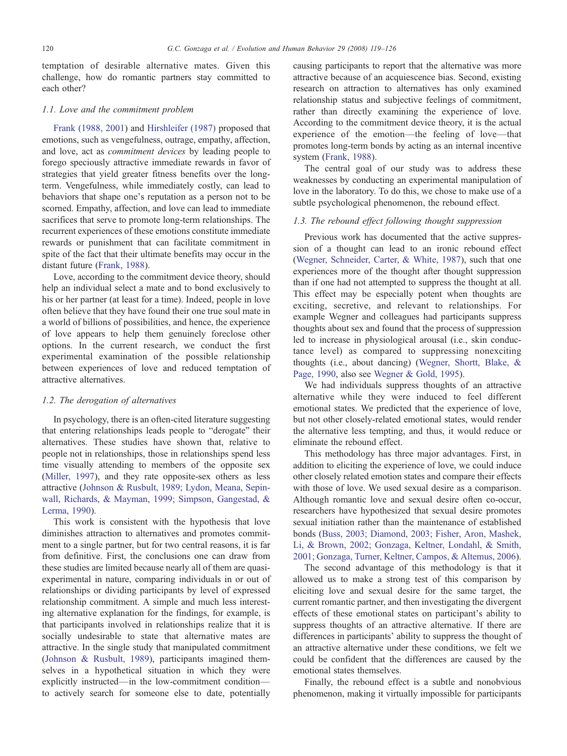temptation of desirable alternative mates. Given this challenge, how do romantic partners stay committed to each other?

### 1.1. Love and the commitment problem

Frank (1988, 2001) and Hirshleifer (1987) proposed that emotions, such as vengefulness, outrage, empathy, affection, and love, act as *commitment devices* by leading people to forego speciously attractive immediate rewards in favor of strategies that yield greater fitness benefits over the long-term. Vengefulness, while immediately costly, can lead to behaviors that shape one's reputation as a person not to be scorned. Empathy, affection, and love can lead to immediate sacrifices that serve to promote long-term relationships. The recurrent experiences of these emotions constitute immediate rewards or punishment that can facilitate commitment in spite of the fact that their ultimate benefits may occur in the distant future (Frank, 1988).

Love, according to the commitment device theory, should help an individual select a mate and to bond exclusively to his or her partner (at least for a time). Indeed, people in love often believe that they have found their one true soul mate in a world of billions of possibilities, and hence, the experience of love appears to help them genuinely foreclose other options. In the current research, we conduct the first experimental examination of the possible relationship between experiences of love and reduced temptation of attractive alternatives.

### 1.2. The derogation of alternatives

In psychology, there is an often-cited literature suggesting that entering relationships leads people to "derogate" their alternatives. These studies have shown that, relative to people not in relationships, those in relationships spend less time visually attending to members of the opposite sex (Miller, 1997), and they rate opposite-sex others as less attractive (Johnson & Rusbult, 1989; Lydon, Meana, Sepinwall, Richards, & Mayman, 1999; Simpson, Gangestad, & Lerma, 1990).

This work is consistent with the hypothesis that love diminishes attraction to alternatives and promotes commitment to a single partner, but for two central reasons, it is far from definitive. First, the conclusions one can draw from these studies are limited because nearly all of them are quasi-experimental in nature, comparing individuals in or out of relationships or dividing participants by level of expressed relationship commitment. A simple and much less interesting alternative explanation for the findings, for example, is that participants involved in relationships realize that it is socially undesirable to state that alternative mates are attractive. In the single study that manipulated commitment (Johnson & Rusbult, 1989), participants imagined themselves in a hypothetical situation in which they were explicitly instructed—in the low-commitment condition—to actively search for someone else to date, potentially causing participants to report that the alternative was more attractive because of an acquiescence bias. Second, existing research on attraction to alternatives has only examined relationship status and subjective feelings of commitment, rather than directly examining the experience of love. According to the commitment device theory, it is the actual experience of the emotion—the feeling of love—that promotes long-term bonds by acting as an internal incentive system (Frank, 1988).

The central goal of our study was to address these weaknesses by conducting an experimental manipulation of love in the laboratory. To do this, we chose to make use of a subtle psychological phenomenon, the rebound effect.

### 1.3. The rebound effect following thought suppression

Previous work has documented that the active suppression of a thought can lead to an ironic rebound effect (Wegner, Schneider, Carter, & White, 1987), such that one experiences more of the thought after thought suppression than if one had not attempted to suppress the thought at all. This effect may be especially potent when thoughts are exciting, secretive, and relevant to relationships. For example Wegner and colleagues had participants suppress thoughts about sex and found that the process of suppression led to increase in physiological arousal (i.e., skin conductance level) as compared to suppressing nonexciting thoughts (i.e., about dancing) (Wegner, Shortt, Blake, & Page, 1990, also see Wegner & Gold, 1995).

We had individuals suppress thoughts of an attractive alternative while they were induced to feel different emotional states. We predicted that the experience of love, but not other closely-related emotional states, would render the alternative less tempting, and thus, it would reduce or eliminate the rebound effect.

This methodology has three major advantages. First, in addition to eliciting the experience of love, we could induce other closely related emotion states and compare their effects with those of love. We used sexual desire as a comparison. Although romantic love and sexual desire often co-occur, researchers have hypothesized that sexual desire promotes sexual initiation rather than the maintenance of established bonds (Buss, 2003; Diamond, 2003; Fisher, Aron, Mashek, Li, & Brown, 2002; Gonzaga, Keltner, Londahl, & Smith, 2001; Gonzaga, Turner, Keltner, Campos, & Altemus, 2006).

The second advantage of this methodology is that it allowed us to make a strong test of this comparison by eliciting love and sexual desire for the same target, the current romantic partner, and then investigating the divergent effects of these emotional states on participant's ability to suppress thoughts of an attractive alternative. If there are differences in participants' ability to suppress the thought of an attractive alternative under these conditions, we felt we could be confident that the differences are caused by the emotional states themselves.

Finally, the rebound effect is a subtle and nonobvious phenomenon, making it virtually impossible for participants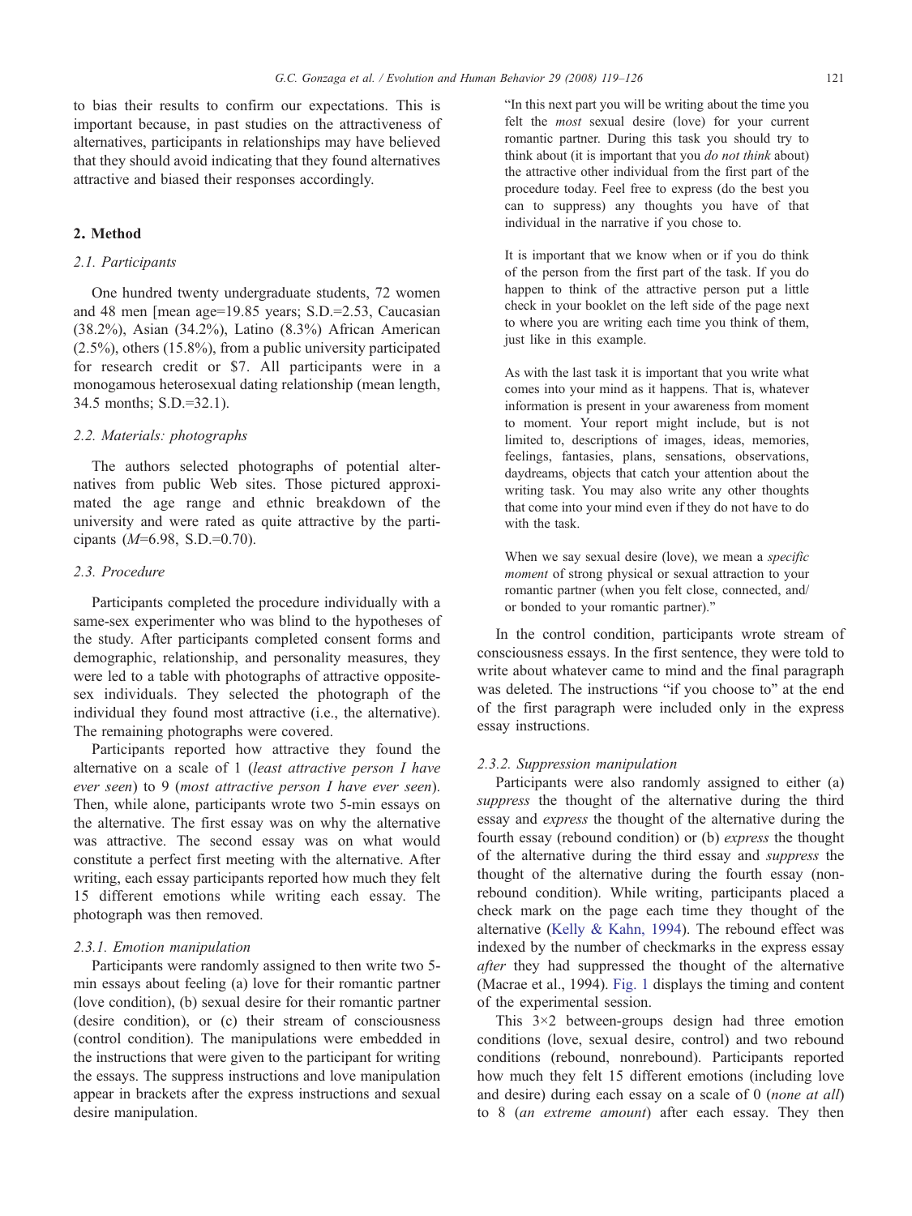to bias their results to confirm our expectations. This is important because, in past studies on the attractiveness of alternatives, participants in relationships may have believed that they should avoid indicating that they found alternatives attractive and biased their responses accordingly.

## 2. Method

### 2.1. Participants

One hundred twenty undergraduate students, 72 women and 48 men [mean age=19.85 years; S.D.=2.53, Caucasian (38.2%), Asian (34.2%), Latino (8.3%) African American (2.5%), others (15.8%), from a public university participated for research credit or $7. All participants were in a monogamous heterosexual dating relationship (mean length, 34.5 months; S.D.=32.1).

### 2.2. Materials: photographs

The authors selected photographs of potential alternatives from public Web sites. Those pictured approximated the age range and ethnic breakdown of the university and were rated as quite attractive by the participants (*M*=6.98, S.D.=0.70).

### 2.3. Procedure

Participants completed the procedure individually with a same-sex experimenter who was blind to the hypotheses of the study. After participants completed consent forms and demographic, relationship, and personality measures, they were led to a table with photographs of attractive opposite-sex individuals. They selected the photograph of the individual they found most attractive (i.e., the alternative). The remaining photographs were covered.

Participants reported how attractive they found the alternative on a scale of 1 (*least attractive person I have ever seen*) to 9 (*most attractive person I have ever seen*). Then, while alone, participants wrote two 5-min essays on the alternative. The first essay was on why the alternative was attractive. The second essay was on what would constitute a perfect first meeting with the alternative. After writing, each essay participants reported how much they felt 15 different emotions while writing each essay. The photograph was then removed.

#### 2.3.1. Emotion manipulation

Participants were randomly assigned to then write two 5-min essays about feeling (a) love for their romantic partner (love condition), (b) sexual desire for their romantic partner (desire condition), or (c) their stream of consciousness (control condition). The manipulations were embedded in the instructions that were given to the participant for writing the essays. The suppress instructions and love manipulation appear in brackets after the express instructions and sexual desire manipulation.

> "In this next part you will be writing about the time you felt the *most* sexual desire (love) for your current romantic partner. During this task you should try to think about (it is important that you *do not think* about) the attractive other individual from the first part of the procedure today. Feel free to express (do the best you can to suppress) any thoughts you have of that individual in the narrative if you chose to.
>
> It is important that we know when or if you do think of the person from the first part of the task. If you do happen to think of the attractive person put a little check in your booklet on the left side of the page next to where you are writing each time you think of them, just like in this example.
>
> As with the last task it is important that you write what comes into your mind as it happens. That is, whatever information is present in your awareness from moment to moment. Your report might include, but is not limited to, descriptions of images, ideas, memories, feelings, fantasies, plans, sensations, observations, daydreams, objects that catch your attention about the writing task. You may also write any other thoughts that come into your mind even if they do not have to do with the task.
>
> When we say sexual desire (love), we mean a *specific moment* of strong physical or sexual attraction to your romantic partner (when you felt close, connected, and/or bonded to your romantic partner)."

In the control condition, participants wrote stream of consciousness essays. In the first sentence, they were told to write about whatever came to mind and the final paragraph was deleted. The instructions "if you choose to" at the end of the first paragraph were included only in the express essay instructions.

#### 2.3.2. Suppression manipulation

Participants were also randomly assigned to either (a) *suppress* the thought of the alternative during the third essay and *express* the thought of the alternative during the fourth essay (rebound condition) or (b) *express* the thought of the alternative during the third essay and *suppress* the thought of the alternative during the fourth essay (non-rebound condition). While writing, participants placed a check mark on the page each time they thought of the alternative (Kelly & Kahn, 1994). The rebound effect was indexed by the number of checkmarks in the express essay *after* they had suppressed the thought of the alternative (Macrae et al., 1994). Fig. 1 displays the timing and content of the experimental session.

This 3×2 between-groups design had three emotion conditions (love, sexual desire, control) and two rebound conditions (rebound, nonrebound). Participants reported how much they felt 15 different emotions (including love and desire) during each essay on a scale of 0 (*none at all*) to 8 (*an extreme amount*) after each essay. They then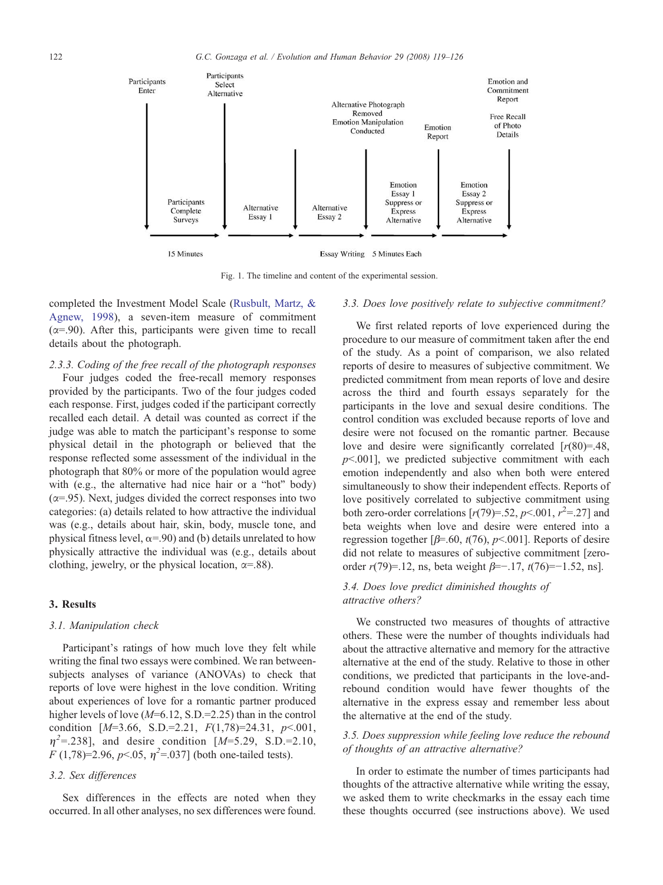Participants Enter

Participants Select Alternative

Alternative Photograph Removed Emotion Manipulation Conducted

Emotion Report

Emotion and Commitment Report

Free Recall of Photo Details

Participants Complete Surveys

Alternative Essay 1

Alternative Essay 2

Emotion Essay 1 Suppress or Express Alternative

Emotion Essay 2 Suppress or Express Alternative

15 Minutes

Essay Writing 5 Minutes Each

Fig. 1. The timeline and content of the experimental session.

completed the Investment Model Scale (Rusbult, Martz, & Agnew, 1998), a seven-item measure of commitment ($\alpha$=.90). After this, participants were given time to recall details about the photograph.

#### 2.3.3. Coding of the free recall of the photograph responses

Four judges coded the free-recall memory responses provided by the participants. Two of the four judges coded each response. First, judges coded if the participant correctly recalled each detail. A detail was counted as correct if the judge was able to match the participant's response to some physical detail in the photograph or believed that the response reflected some assessment of the individual in the photograph that 80% or more of the population would agree with (e.g., the alternative had nice hair or a "hot" body) ($\alpha$=.95). Next, judges divided the correct responses into two categories: (a) details related to how attractive the individual was (e.g., details about hair, skin, body, muscle tone, and physical fitness level, $\alpha$=.90) and (b) details unrelated to how physically attractive the individual was (e.g., details about clothing, jewelry, or the physical location, $\alpha$=.88).

## 3. Results

### 3.1. Manipulation check

Participant's ratings of how much love they felt while writing the final two essays were combined. We ran between-subjects analyses of variance (ANOVAs) to check that reports of love were highest in the love condition. Writing about experiences of love for a romantic partner produced higher levels of love ($M$=6.12, S.D.=2.25) than in the control condition [$M$=3.66, S.D.=2.21, $F(1,78)$=24.31, $p$<.001, $\eta^2$=.238], and desire condition [$M$=5.29, S.D.=2.10, $F(1,78)$=2.96, $p$<.05, $\eta^2$=.037] (both one-tailed tests).

### 3.2. Sex differences

Sex differences in the effects are noted when they occurred. In all other analyses, no sex differences were found.

### 3.3. Does love positively relate to subjective commitment?

We first related reports of love experienced during the procedure to our measure of commitment taken after the end of the study. As a point of comparison, we also related reports of desire to measures of subjective commitment. We predicted commitment from mean reports of love and desire across the third and fourth essays separately for the participants in the love and sexual desire conditions. The control condition was excluded because reports of love and desire were not focused on the romantic partner. Because love and desire were significantly correlated [$r(80)$=.48, $p$<.001], we predicted subjective commitment with each emotion independently and also when both were entered simultaneously to show their independent effects. Reports of love positively correlated to subjective commitment using both zero-order correlations [$r(79)$=.52, $p$<.001, $r^2$=.27] and beta weights when love and desire were entered into a regression together [$\beta$=.60, $t(76)$, $p$<.001]. Reports of desire did not relate to measures of subjective commitment [zero-order $r(79)$=.12, ns, beta weight $\beta$=−.17, $t(76)$=−1.52, ns].

### 3.4. Does love predict diminished thoughts of attractive others?

We constructed two measures of thoughts of attractive others. These were the number of thoughts individuals had about the attractive alternative and memory for the attractive alternative at the end of the study. Relative to those in other conditions, we predicted that participants in the love-and-rebound condition would have fewer thoughts of the alternative in the express essay and remember less about the alternative at the end of the study.

### 3.5. Does suppression while feeling love reduce the rebound of thoughts of an attractive alternative?

In order to estimate the number of times participants had thoughts of the attractive alternative while writing the essay, we asked them to write checkmarks in the essay each time these thoughts occurred (see instructions above). We used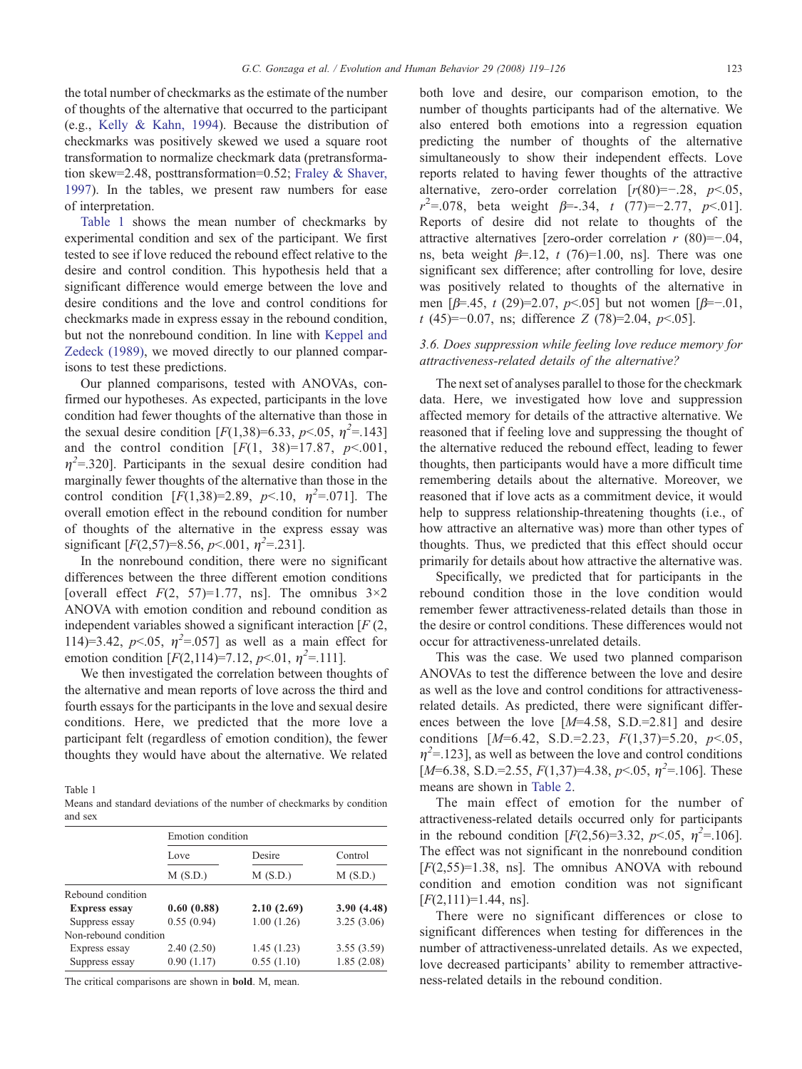the total number of checkmarks as the estimate of the number of thoughts of the alternative that occurred to the participant (e.g., Kelly & Kahn, 1994). Because the distribution of checkmarks was positively skewed we used a square root transformation to normalize checkmark data (pretransformation skew=2.48, posttransformation=0.52; Fraley & Shaver, 1997). In the tables, we present raw numbers for ease of interpretation.

Table 1 shows the mean number of checkmarks by experimental condition and sex of the participant. We first tested to see if love reduced the rebound effect relative to the desire and control condition. This hypothesis held that a significant difference would emerge between the love and desire conditions and the love and control conditions for checkmarks made in express essay in the rebound condition, but not the nonrebound condition. In line with Keppel and Zedeck (1989), we moved directly to our planned comparisons to test these predictions.

Our planned comparisons, tested with ANOVAs, confirmed our hypotheses. As expected, participants in the love condition had fewer thoughts of the alternative than those in the sexual desire condition [$F(1,38)=6.33$, $p<.05$, $\eta^2=.143$] and the control condition [$F(1, 38)=17.87$, $p<.001$, $\eta^2=.320$]. Participants in the sexual desire condition had marginally fewer thoughts of the alternative than those in the control condition [$F(1,38)=2.89$, $p<.10$, $\eta^2=.071$]. The overall emotion effect in the rebound condition for number of thoughts of the alternative in the express essay was significant [$F(2,57)=8.56$, $p<.001$, $\eta^2=.231$].

In the nonrebound condition, there were no significant differences between the three different emotion conditions [overall effect $F(2, 57)=1.77$, ns]. The omnibus 3×2 ANOVA with emotion condition and rebound condition as independent variables showed a significant interaction [$F(2, 114)=3.42$, $p<.05$, $\eta^2=.057$] as well as a main effect for emotion condition [$F(2,114)=7.12$, $p<.01$, $\eta^2=.111$].

We then investigated the correlation between thoughts of the alternative and mean reports of love across the third and fourth essays for the participants in the love and sexual desire conditions. Here, we predicted that the more love a participant felt (regardless of emotion condition), the fewer thoughts they would have about the alternative. We related both love and desire, our comparison emotion, to the number of thoughts participants had of the alternative. We also entered both emotions into a regression equation predicting the number of thoughts of the alternative simultaneously to show their independent effects. Love reports related to having fewer thoughts of the attractive alternative, zero-order correlation [$r(80)=-.28$, $p<.05$, $r^2=.078$, beta weight $\beta=-.34$, $t$ $(77)=-2.77$, $p<.01$]. Reports of desire did not relate to thoughts of the attractive alternatives [zero-order correlation $r$ $(80)=-.04$, ns, beta weight $\beta=.12$, $t$ $(76)=1.00$, ns]. There was one significant sex difference; after controlling for love, desire was positively related to thoughts of the alternative in men [$\beta=.45$, $t$ $(29)=2.07$, $p<.05$] but not women [$\beta=-.01$, $t$ $(45)=-0.07$, ns; difference $Z$ $(78)=2.04$, $p<.05$].

Table 1

Means and standard deviations of the number of checkmarks by condition and sex

| | Emotion condition | | |
|---|---|---|---|
| | Love | Desire | Control |
| | M (S.D.) | M (S.D.) | M (S.D.) |
| Rebound condition | | | |
| **Express essay** | **0.60 (0.88)** | **2.10 (2.69)** | **3.90 (4.48)** |
| Suppress essay | 0.55 (0.94) | 1.00 (1.26) | 3.25 (3.06) |
| Non-rebound condition | | | |
| Express essay | 2.40 (2.50) | 1.45 (1.23) | 3.55 (3.59) |
| Suppress essay | 0.90 (1.17) | 0.55 (1.10) | 1.85 (2.08) |

The critical comparisons are shown in **bold**. M, mean.

### 3.6. Does suppression while feeling love reduce memory for attractiveness-related details of the alternative?

The next set of analyses parallel to those for the checkmark data. Here, we investigated how love and suppression affected memory for details of the attractive alternative. We reasoned that if feeling love and suppressing the thought of the alternative reduced the rebound effect, leading to fewer thoughts, then participants would have a more difficult time remembering details about the alternative. Moreover, we reasoned that if love acts as a commitment device, it would help to suppress relationship-threatening thoughts (i.e., of how attractive an alternative was) more than other types of thoughts. Thus, we predicted that this effect should occur primarily for details about how attractive the alternative was.

Specifically, we predicted that for participants in the rebound condition those in the love condition would remember fewer attractiveness-related details than those in the desire or control conditions. These differences would not occur for attractiveness-unrelated details.

This was the case. We used two planned comparison ANOVAs to test the difference between the love and desire as well as the love and control conditions for attractiveness-related details. As predicted, there were significant differences between the love [$M=4.58$, S.D.=2.81] and desire conditions [$M=6.42$, S.D.=2.23, $F(1,37)=5.20$, $p<.05$, $\eta^2=.123$], as well as between the love and control conditions [$M=6.38$, S.D.=2.55, $F(1,37)=4.38$, $p<.05$, $\eta^2=.106$]. These means are shown in Table 2.

The main effect of emotion for the number of attractiveness-related details occurred only for participants in the rebound condition [$F(2,56)=3.32$, $p<.05$, $\eta^2=.106$]. The effect was not significant in the nonrebound condition [$F(2,55)=1.38$, ns]. The omnibus ANOVA with rebound condition and emotion condition was not significant [$F(2,111)=1.44$, ns].

There were no significant differences or close to significant differences when testing for differences in the number of attractiveness-unrelated details. As we expected, love decreased participants' ability to remember attractiveness-related details in the rebound condition.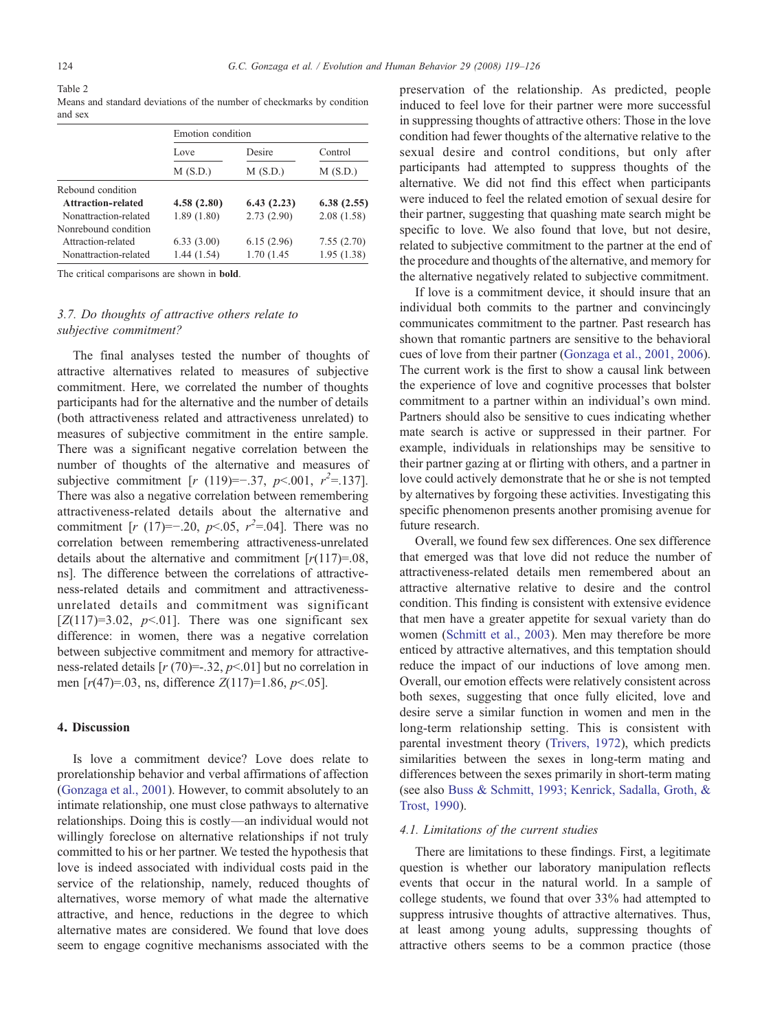Table 2
Means and standard deviations of the number of checkmarks by condition and sex

| | Emotion condition | | |
|---|---|---|---|
| | Love | Desire | Control |
| | M (S.D.) | M (S.D.) | M (S.D.) |
| Rebound condition | | | |
| **Attraction-related** | **4.58 (2.80)** | **6.43 (2.23)** | **6.38 (2.55)** |
| Nonattraction-related | 1.89 (1.80) | 2.73 (2.90) | 2.08 (1.58) |
| Nonrebound condition | | | |
| Attraction-related | 6.33 (3.00) | 6.15 (2.96) | 7.55 (2.70) |
| Nonattraction-related | 1.44 (1.54) | 1.70 (1.45 | 1.95 (1.38) |

The critical comparisons are shown in **bold**.

### 3.7. Do thoughts of attractive others relate to subjective commitment?

The final analyses tested the number of thoughts of attractive alternatives related to measures of subjective commitment. Here, we correlated the number of thoughts participants had for the alternative and the number of details (both attractiveness related and attractiveness unrelated) to measures of subjective commitment in the entire sample. There was a significant negative correlation between the number of thoughts of the alternative and measures of subjective commitment [$r$ (119)=−.37, $p$<.001, $r^2$=.137]. There was also a negative correlation between remembering attractiveness-related details about the alternative and commitment [$r$ (17)=−.20, $p$<.05, $r^2$=.04]. There was no correlation between remembering attractiveness-unrelated details about the alternative and commitment [$r$(117)=.08, ns]. The difference between the correlations of attractiveness-related details and commitment and attractiveness-unrelated details and commitment was significant [$Z$(117)=3.02, $p$<.01]. There was one significant sex difference: in women, there was a negative correlation between subjective commitment and memory for attractiveness-related details [$r$ (70)=-.32, $p$<.01] but no correlation in men [$r$(47)=.03, ns, difference $Z$(117)=1.86, $p$<.05].

## 4. Discussion

Is love a commitment device? Love does relate to prorelationship behavior and verbal affirmations of affection (Gonzaga et al., 2001). However, to commit absolutely to an intimate relationship, one must close pathways to alternative relationships. Doing this is costly—an individual would not willingly foreclose on alternative relationships if not truly committed to his or her partner. We tested the hypothesis that love is indeed associated with individual costs paid in the service of the relationship, namely, reduced thoughts of alternatives, worse memory of what made the alternative attractive, and hence, reductions in the degree to which alternative mates are considered. We found that love does seem to engage cognitive mechanisms associated with the preservation of the relationship. As predicted, people induced to feel love for their partner were more successful in suppressing thoughts of attractive others: Those in the love condition had fewer thoughts of the alternative relative to the sexual desire and control conditions, but only after participants had attempted to suppress thoughts of the alternative. We did not find this effect when participants were induced to feel the related emotion of sexual desire for their partner, suggesting that quashing mate search might be specific to love. We also found that love, but not desire, related to subjective commitment to the partner at the end of the procedure and thoughts of the alternative, and memory for the alternative negatively related to subjective commitment.

If love is a commitment device, it should insure that an individual both commits to the partner and convincingly communicates commitment to the partner. Past research has shown that romantic partners are sensitive to the behavioral cues of love from their partner (Gonzaga et al., 2001, 2006). The current work is the first to show a causal link between the experience of love and cognitive processes that bolster commitment to a partner within an individual's own mind. Partners should also be sensitive to cues indicating whether mate search is active or suppressed in their partner. For example, individuals in relationships may be sensitive to their partner gazing at or flirting with others, and a partner in love could actively demonstrate that he or she is not tempted by alternatives by forgoing these activities. Investigating this specific phenomenon presents another promising avenue for future research.

Overall, we found few sex differences. One sex difference that emerged was that love did not reduce the number of attractiveness-related details men remembered about an attractive alternative relative to desire and the control condition. This finding is consistent with extensive evidence that men have a greater appetite for sexual variety than do women (Schmitt et al., 2003). Men may therefore be more enticed by attractive alternatives, and this temptation should reduce the impact of our inductions of love among men. Overall, our emotion effects were relatively consistent across both sexes, suggesting that once fully elicited, love and desire serve a similar function in women and men in the long-term relationship setting. This is consistent with parental investment theory (Trivers, 1972), which predicts similarities between the sexes in long-term mating and differences between the sexes primarily in short-term mating (see also Buss & Schmitt, 1993; Kenrick, Sadalla, Groth, & Trost, 1990).

### 4.1. Limitations of the current studies

There are limitations to these findings. First, a legitimate question is whether our laboratory manipulation reflects events that occur in the natural world. In a sample of college students, we found that over 33% had attempted to suppress intrusive thoughts of attractive alternatives. Thus, at least among young adults, suppressing thoughts of attractive others seems to be a common practice (those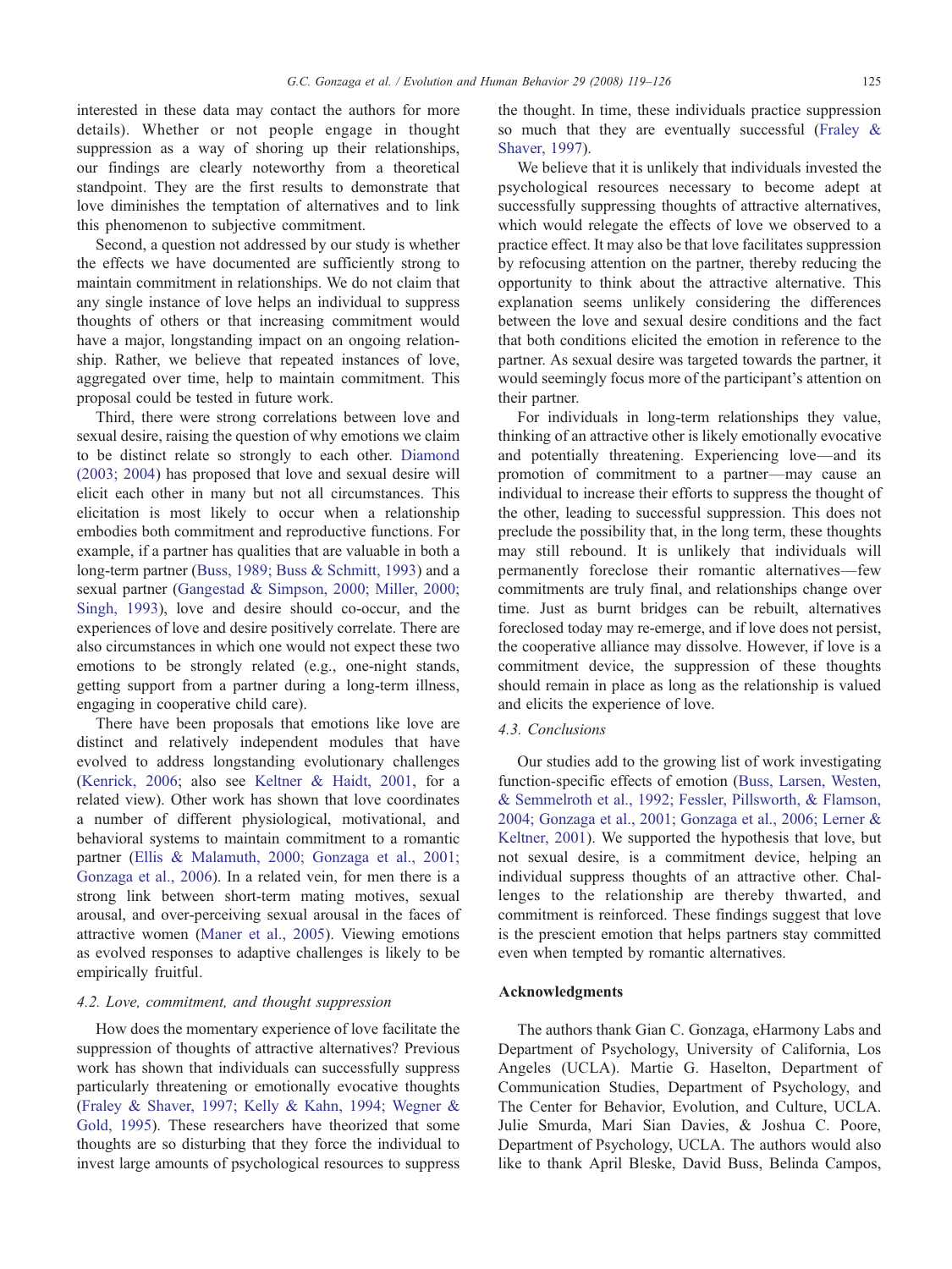interested in these data may contact the authors for more details). Whether or not people engage in thought suppression as a way of shoring up their relationships, our findings are clearly noteworthy from a theoretical standpoint. They are the first results to demonstrate that love diminishes the temptation of alternatives and to link this phenomenon to subjective commitment.

Second, a question not addressed by our study is whether the effects we have documented are sufficiently strong to maintain commitment in relationships. We do not claim that any single instance of love helps an individual to suppress thoughts of others or that increasing commitment would have a major, longstanding impact on an ongoing relationship. Rather, we believe that repeated instances of love, aggregated over time, help to maintain commitment. This proposal could be tested in future work.

Third, there were strong correlations between love and sexual desire, raising the question of why emotions we claim to be distinct relate so strongly to each other. Diamond (2003; 2004) has proposed that love and sexual desire will elicit each other in many but not all circumstances. This elicitation is most likely to occur when a relationship embodies both commitment and reproductive functions. For example, if a partner has qualities that are valuable in both a long-term partner (Buss, 1989; Buss & Schmitt, 1993) and a sexual partner (Gangestad & Simpson, 2000; Miller, 2000; Singh, 1993), love and desire should co-occur, and the experiences of love and desire positively correlate. There are also circumstances in which one would not expect these two emotions to be strongly related (e.g., one-night stands, getting support from a partner during a long-term illness, engaging in cooperative child care).

There have been proposals that emotions like love are distinct and relatively independent modules that have evolved to address longstanding evolutionary challenges (Kenrick, 2006; also see Keltner & Haidt, 2001, for a related view). Other work has shown that love coordinates a number of different physiological, motivational, and behavioral systems to maintain commitment to a romantic partner (Ellis & Malamuth, 2000; Gonzaga et al., 2001; Gonzaga et al., 2006). In a related vein, for men there is a strong link between short-term mating motives, sexual arousal, and over-perceiving sexual arousal in the faces of attractive women (Maner et al., 2005). Viewing emotions as evolved responses to adaptive challenges is likely to be empirically fruitful.

### 4.2. Love, commitment, and thought suppression

How does the momentary experience of love facilitate the suppression of thoughts of attractive alternatives? Previous work has shown that individuals can successfully suppress particularly threatening or emotionally evocative thoughts (Fraley & Shaver, 1997; Kelly & Kahn, 1994; Wegner & Gold, 1995). These researchers have theorized that some thoughts are so disturbing that they force the individual to invest large amounts of psychological resources to suppress the thought. In time, these individuals practice suppression so much that they are eventually successful (Fraley & Shaver, 1997).

We believe that it is unlikely that individuals invested the psychological resources necessary to become adept at successfully suppressing thoughts of attractive alternatives, which would relegate the effects of love we observed to a practice effect. It may also be that love facilitates suppression by refocusing attention on the partner, thereby reducing the opportunity to think about the attractive alternative. This explanation seems unlikely considering the differences between the love and sexual desire conditions and the fact that both conditions elicited the emotion in reference to the partner. As sexual desire was targeted towards the partner, it would seemingly focus more of the participant's attention on their partner.

For individuals in long-term relationships they value, thinking of an attractive other is likely emotionally evocative and potentially threatening. Experiencing love—and its promotion of commitment to a partner—may cause an individual to increase their efforts to suppress the thought of the other, leading to successful suppression. This does not preclude the possibility that, in the long term, these thoughts may still rebound. It is unlikely that individuals will permanently foreclose their romantic alternatives—few commitments are truly final, and relationships change over time. Just as burnt bridges can be rebuilt, alternatives foreclosed today may re-emerge, and if love does not persist, the cooperative alliance may dissolve. However, if love is a commitment device, the suppression of these thoughts should remain in place as long as the relationship is valued and elicits the experience of love.

### 4.3. Conclusions

Our studies add to the growing list of work investigating function-specific effects of emotion (Buss, Larsen, Westen, & Semmelroth et al., 1992; Fessler, Pillsworth, & Flamson, 2004; Gonzaga et al., 2001; Gonzaga et al., 2006; Lerner & Keltner, 2001). We supported the hypothesis that love, but not sexual desire, is a commitment device, helping an individual suppress thoughts of an attractive other. Challenges to the relationship are thereby thwarted, and commitment is reinforced. These findings suggest that love is the prescient emotion that helps partners stay committed even when tempted by romantic alternatives.

## Acknowledgments

The authors thank Gian C. Gonzaga, eHarmony Labs and Department of Psychology, University of California, Los Angeles (UCLA). Martie G. Haselton, Department of Communication Studies, Department of Psychology, and The Center for Behavior, Evolution, and Culture, UCLA. Julie Smurda, Mari Sian Davies, & Joshua C. Poore, Department of Psychology, UCLA. The authors would also like to thank April Bleske, David Buss, Belinda Campos,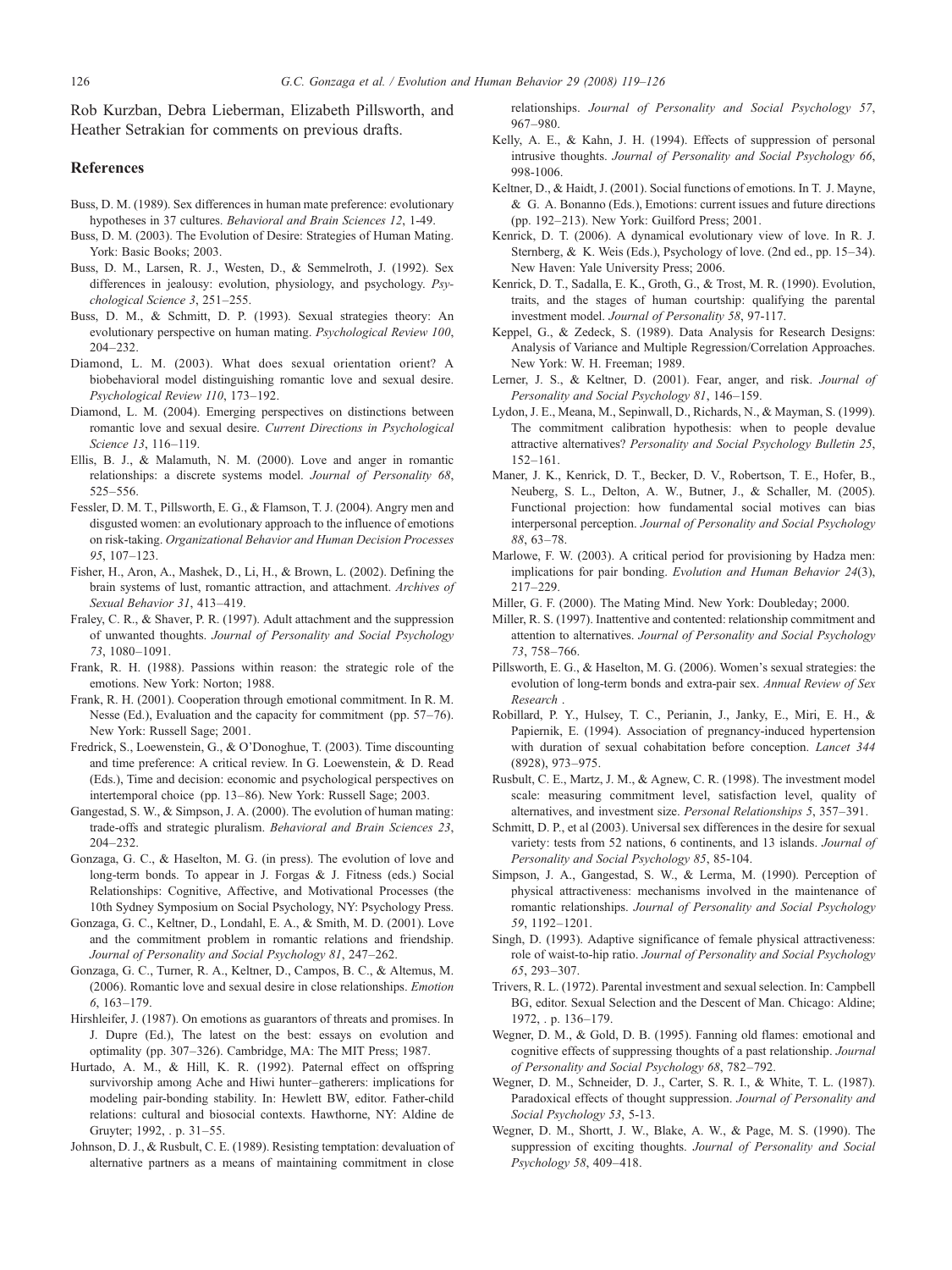Rob Kurzban, Debra Lieberman, Elizabeth Pillsworth, and Heather Setrakian for comments on previous drafts.

## References

Buss, D. M. (1989). Sex differences in human mate preference: evolutionary hypotheses in 37 cultures. *Behavioral and Brain Sciences 12*, 1-49.

Buss, D. M. (2003). The Evolution of Desire: Strategies of Human Mating. York: Basic Books; 2003.

Buss, D. M., Larsen, R. J., Westen, D., & Semmelroth, J. (1992). Sex differences in jealousy: evolution, physiology, and psychology. *Psychological Science 3*, 251–255.

Buss, D. M., & Schmitt, D. P. (1993). Sexual strategies theory: An evolutionary perspective on human mating. *Psychological Review 100*, 204–232.

Diamond, L. M. (2003). What does sexual orientation orient? A biobehavioral model distinguishing romantic love and sexual desire. *Psychological Review 110*, 173–192.

Diamond, L. M. (2004). Emerging perspectives on distinctions between romantic love and sexual desire. *Current Directions in Psychological Science 13*, 116–119.

Ellis, B. J., & Malamuth, N. M. (2000). Love and anger in romantic relationships: a discrete systems model. *Journal of Personality 68*, 525–556.

Fessler, D. M. T., Pillsworth, E. G., & Flamson, T. J. (2004). Angry men and disgusted women: an evolutionary approach to the influence of emotions on risk-taking. *Organizational Behavior and Human Decision Processes 95*, 107–123.

Fisher, H., Aron, A., Mashek, D., Li, H., & Brown, L. (2002). Defining the brain systems of lust, romantic attraction, and attachment. *Archives of Sexual Behavior 31*, 413–419.

Fraley, C. R., & Shaver, P. R. (1997). Adult attachment and the suppression of unwanted thoughts. *Journal of Personality and Social Psychology 73*, 1080–1091.

Frank, R. H. (1988). Passions within reason: the strategic role of the emotions. New York: Norton; 1988.

Frank, R. H. (2001). Cooperation through emotional commitment. In R. M. Nesse (Ed.), Evaluation and the capacity for commitment (pp. 57–76). New York: Russell Sage; 2001.

Fredrick, S., Loewenstein, G., & O'Donoghue, T. (2003). Time discounting and time preference: A critical review. In G. Loewenstein, & D. Read (Eds.), Time and decision: economic and psychological perspectives on intertemporal choice (pp. 13–86). New York: Russell Sage; 2003.

Gangestad, S. W., & Simpson, J. A. (2000). The evolution of human mating: trade-offs and strategic pluralism. *Behavioral and Brain Sciences 23*, 204–232.

Gonzaga, G. C., & Haselton, M. G. (in press). The evolution of love and long-term bonds. To appear in J. Forgas & J. Fitness (eds.) Social Relationships: Cognitive, Affective, and Motivational Processes (the 10th Sydney Symposium on Social Psychology, NY: Psychology Press.

Gonzaga, G. C., Keltner, D., Londahl, E. A., & Smith, M. D. (2001). Love and the commitment problem in romantic relations and friendship. *Journal of Personality and Social Psychology 81*, 247–262.

Gonzaga, G. C., Turner, R. A., Keltner, D., Campos, B. C., & Altemus, M. (2006). Romantic love and sexual desire in close relationships. *Emotion 6*, 163–179.

Hirshleifer, J. (1987). On emotions as guarantors of threats and promises. In J. Dupre (Ed.), The latest on the best: essays on evolution and optimality (pp. 307–326). Cambridge, MA: The MIT Press; 1987.

Hurtado, A. M., & Hill, K. R. (1992). Paternal effect on offspring survivorship among Ache and Hiwi hunter–gatherers: implications for modeling pair-bonding stability. In: Hewlett BW, editor. Father-child relations: cultural and biosocial contexts. Hawthorne, NY: Aldine de Gruyter; 1992, . p. 31–55.

Johnson, D. J., & Rusbult, C. E. (1989). Resisting temptation: devaluation of alternative partners as a means of maintaining commitment in close relationships. *Journal of Personality and Social Psychology 57*, 967–980.

Kelly, A. E., & Kahn, J. H. (1994). Effects of suppression of personal intrusive thoughts. *Journal of Personality and Social Psychology 66*, 998-1006.

Keltner, D., & Haidt, J. (2001). Social functions of emotions. In T. J. Mayne, & G. A. Bonanno (Eds.), Emotions: current issues and future directions (pp. 192–213). New York: Guilford Press; 2001.

Kenrick, D. T. (2006). A dynamical evolutionary view of love. In R. J. Sternberg, & K. Weis (Eds.), Psychology of love. (2nd ed., pp. 15–34). New Haven: Yale University Press; 2006.

Kenrick, D. T., Sadalla, E. K., Groth, G., & Trost, M. R. (1990). Evolution, traits, and the stages of human courtship: qualifying the parental investment model. *Journal of Personality 58*, 97-117.

Keppel, G., & Zedeck, S. (1989). Data Analysis for Research Designs: Analysis of Variance and Multiple Regression/Correlation Approaches. New York: W. H. Freeman; 1989.

Lerner, J. S., & Keltner, D. (2001). Fear, anger, and risk. *Journal of Personality and Social Psychology 81*, 146–159.

Lydon, J. E., Meana, M., Sepinwall, D., Richards, N., & Mayman, S. (1999). The commitment calibration hypothesis: when to people devalue attractive alternatives? *Personality and Social Psychology Bulletin 25*, 152–161.

Maner, J. K., Kenrick, D. T., Becker, D. V., Robertson, T. E., Hofer, B., Neuberg, S. L., Delton, A. W., Butner, J., & Schaller, M. (2005). Functional projection: how fundamental social motives can bias interpersonal perception. *Journal of Personality and Social Psychology 88*, 63–78.

Marlowe, F. W. (2003). A critical period for provisioning by Hadza men: implications for pair bonding. *Evolution and Human Behavior 24*(3), 217–229.

Miller, G. F. (2000). The Mating Mind. New York: Doubleday; 2000.

Miller, R. S. (1997). Inattentive and contented: relationship commitment and attention to alternatives. *Journal of Personality and Social Psychology 73*, 758–766.

Pillsworth, E. G., & Haselton, M. G. (2006). Women's sexual strategies: the evolution of long-term bonds and extra-pair sex. *Annual Review of Sex Research* .

Robillard, P. Y., Hulsey, T. C., Perianin, J., Janky, E., Miri, E. H., & Papiernik, E. (1994). Association of pregnancy-induced hypertension with duration of sexual cohabitation before conception. *Lancet 344* (8928), 973–975.

Rusbult, C. E., Martz, J. M., & Agnew, C. R. (1998). The investment model scale: measuring commitment level, satisfaction level, quality of alternatives, and investment size. *Personal Relationships 5*, 357–391.

Schmitt, D. P., et al (2003). Universal sex differences in the desire for sexual variety: tests from 52 nations, 6 continents, and 13 islands. *Journal of Personality and Social Psychology 85*, 85-104.

Simpson, J. A., Gangestad, S. W., & Lerma, M. (1990). Perception of physical attractiveness: mechanisms involved in the maintenance of romantic relationships. *Journal of Personality and Social Psychology 59*, 1192–1201.

Singh, D. (1993). Adaptive significance of female physical attractiveness: role of waist-to-hip ratio. *Journal of Personality and Social Psychology 65*, 293–307.

Trivers, R. L. (1972). Parental investment and sexual selection. In: Campbell BG, editor. Sexual Selection and the Descent of Man. Chicago: Aldine; 1972, . p. 136–179.

Wegner, D. M., & Gold, D. B. (1995). Fanning old flames: emotional and cognitive effects of suppressing thoughts of a past relationship. *Journal of Personality and Social Psychology 68*, 782–792.

Wegner, D. M., Schneider, D. J., Carter, S. R. I., & White, T. L. (1987). Paradoxical effects of thought suppression. *Journal of Personality and Social Psychology 53*, 5-13.

Wegner, D. M., Shortt, J. W., Blake, A. W., & Page, M. S. (1990). The suppression of exciting thoughts. *Journal of Personality and Social Psychology 58*, 409–418.